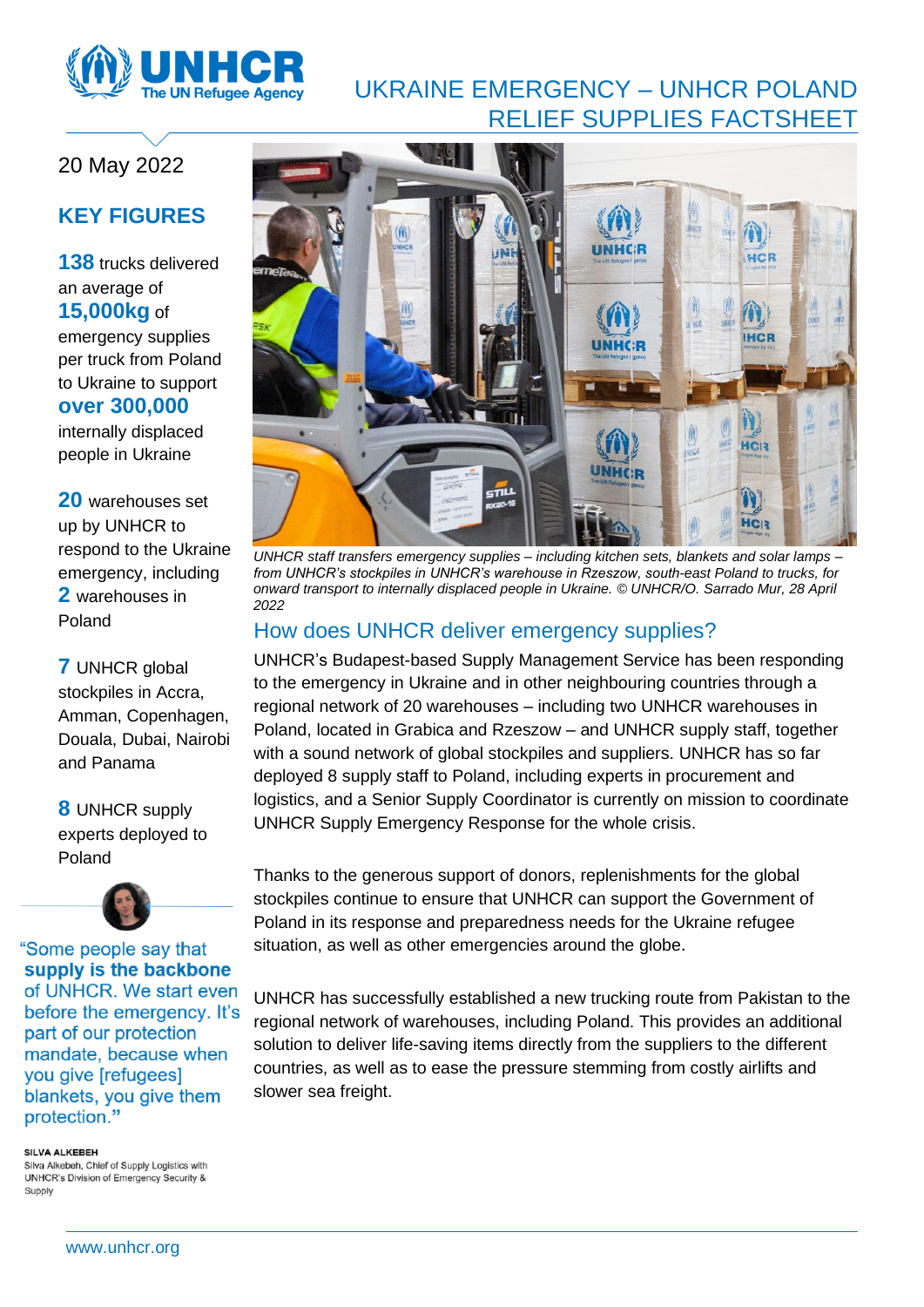# UKRAINE EMERGENCY – UNHCR POLAND RELIEF SUPPLIES FACTSHEET

20 May 2022

## KEY FIGURES

**138** trucks delivered an average of **15,000kg** of emergency supplies per truck from Poland to Ukraine to support **over 300,000** internally displaced people in Ukraine

**20** warehouses set up by UNHCR to respond to the Ukraine emergency, including **2** warehouses in Poland

**7** UNHCR global stockpiles in Accra, Amman, Copenhagen, Douala, Dubai, Nairobi and Panama

**8** UNHCR supply experts deployed to Poland

"Some people say that **supply is the backbone** of UNHCR. We start even before the emergency. It's part of our protection mandate, because when you give [refugees] blankets, you give them protection."

**SILVA ALKEBEH**
Silva Alkebeh, Chief of Supply Logistics with UNHCR's Division of Emergency Security & Supply

*UNHCR staff transfers emergency supplies – including kitchen sets, blankets and solar lamps – from UNHCR's stockpiles in UNHCR's warehouse in Rzeszow, south-east Poland to trucks, for onward transport to internally displaced people in Ukraine. © UNHCR/O. Sarrado Mur, 28 April 2022*

## How does UNHCR deliver emergency supplies?

UNHCR's Budapest-based Supply Management Service has been responding to the emergency in Ukraine and in other neighbouring countries through a regional network of 20 warehouses – including two UNHCR warehouses in Poland, located in Grabica and Rzeszow – and UNHCR supply staff, together with a sound network of global stockpiles and suppliers. UNHCR has so far deployed 8 supply staff to Poland, including experts in procurement and logistics, and a Senior Supply Coordinator is currently on mission to coordinate UNHCR Supply Emergency Response for the whole crisis.

Thanks to the generous support of donors, replenishments for the global stockpiles continue to ensure that UNHCR can support the Government of Poland in its response and preparedness needs for the Ukraine refugee situation, as well as other emergencies around the globe.

UNHCR has successfully established a new trucking route from Pakistan to the regional network of warehouses, including Poland. This provides an additional solution to deliver life-saving items directly from the suppliers to the different countries, as well as to ease the pressure stemming from costly airlifts and slower sea freight.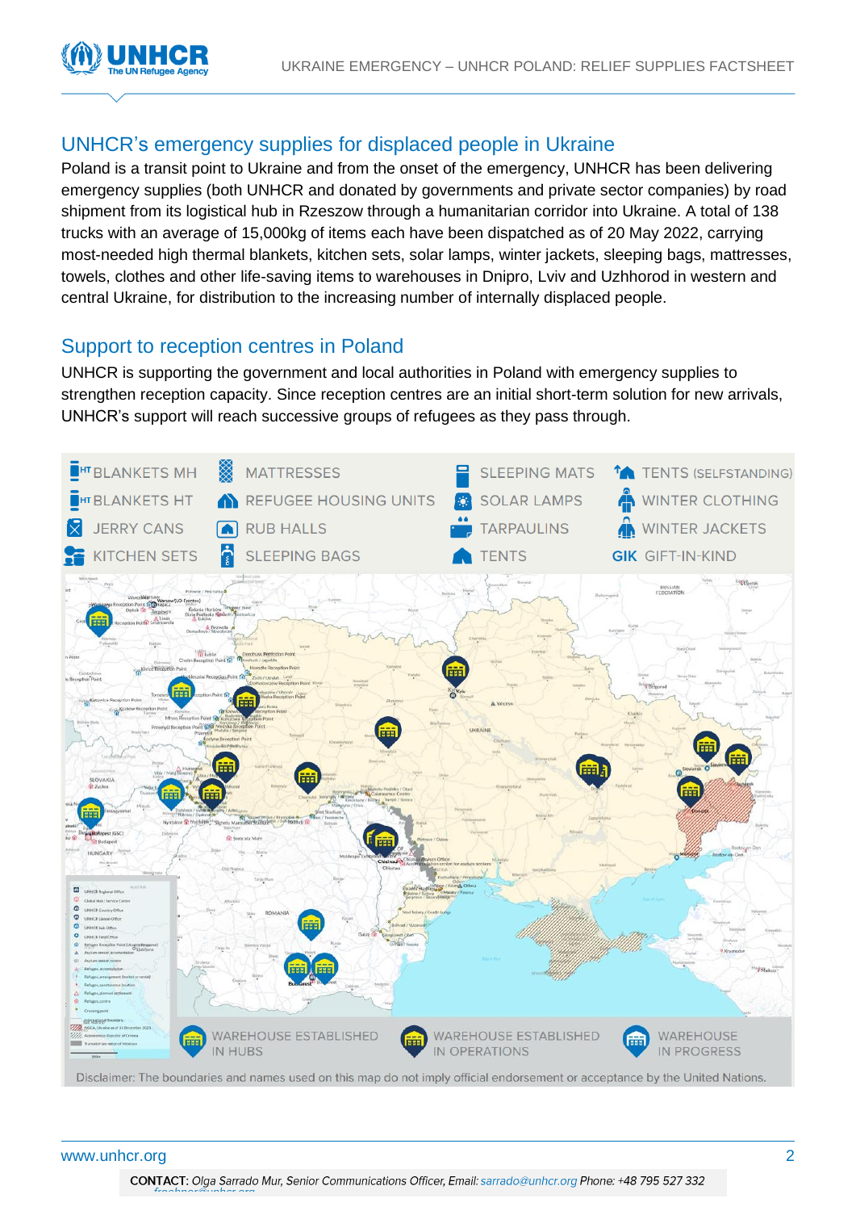## UNHCR's emergency supplies for displaced people in Ukraine

Poland is a transit point to Ukraine and from the onset of the emergency, UNHCR has been delivering emergency supplies (both UNHCR and donated by governments and private sector companies) by road shipment from its logistical hub in Rzeszow through a humanitarian corridor into Ukraine. A total of 138 trucks with an average of 15,000kg of items each have been dispatched as of 20 May 2022, carrying most-needed high thermal blankets, kitchen sets, solar lamps, winter jackets, sleeping bags, mattresses, towels, clothes and other life-saving items to warehouses in Dnipro, Lviv and Uzhhorod in western and central Ukraine, for distribution to the increasing number of internally displaced people.

## Support to reception centres in Poland

UNHCR is supporting the government and local authorities in Poland with emergency supplies to strengthen reception capacity. Since reception centres are an initial short-term solution for new arrivals, UNHCR's support will reach successive groups of refugees as they pass through.

BLANKETS MH
BLANKETS HT
JERRY CANS
KITCHEN SETS
MATTRESSES
REFUGEE HOUSING UNITS
RUB HALLS
SLEEPING BAGS
SLEEPING MATS
SOLAR LAMPS
TARPAULINS
TENTS
TENTS (SELFSTANDING)
WINTER CLOTHING
WINTER JACKETS
GIK GIFT-IN-KIND

WAREHOUSE ESTABLISHED IN HUBS
WAREHOUSE ESTABLISHED IN OPERATIONS
WAREHOUSE IN PROGRESS

Disclaimer: The boundaries and names used on this map do not imply official endorsement or acceptance by the United Nations.

www.unhcr.org

**CONTACT**: *Olga Sarrado Mur, Senior Communications Officer, Email: sarrado@unhcr.org Phone: +48 795 527 332*